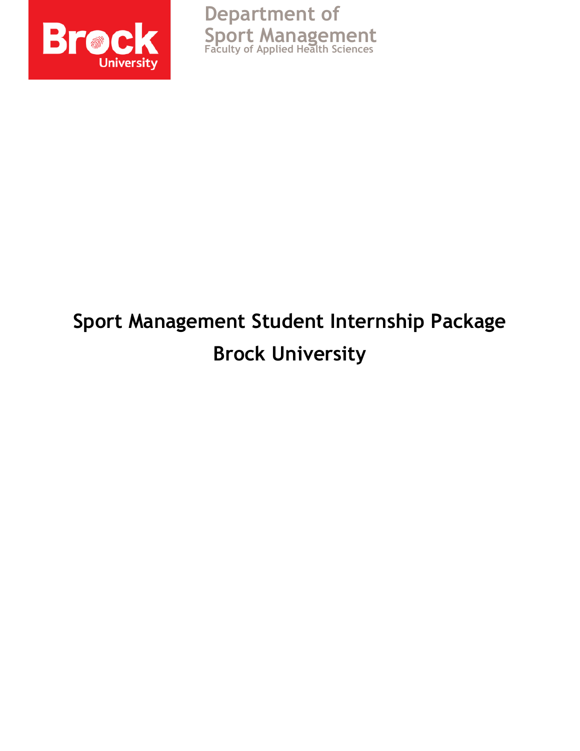Brock University

Department of Sport Management
Faculty of Applied Health Sciences

# Sport Management Student Internship Package

# Brock University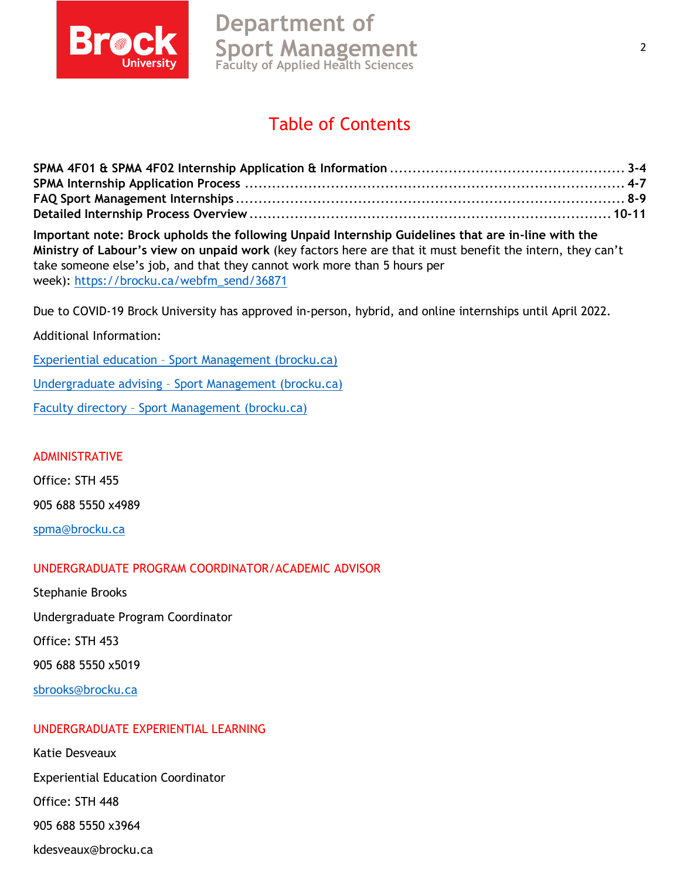# Table of Contents

**SPMA 4F01 & SPMA 4F02 Internship Application & Information** .................................................... **3-4**
**SPMA Internship Application Process** ....................................................................................... **4-7**
**FAQ Sport Management Internships** .......................................................................................... **8-9**
**Detailed Internship Process Overview** ..................................................................................... **10-11**

**Important note: Brock upholds the following Unpaid Internship Guidelines that are in-line with the Ministry of Labour's view on unpaid work** (key factors here are that it must benefit the intern, they can't take someone else's job, and that they cannot work more than 5 hours per week): [https://brocku.ca/webfm_send/36871](https://brocku.ca/webfm_send/36871)

Due to COVID-19 Brock University has approved in-person, hybrid, and online internships until April 2022.

Additional Information:

[Experiential education – Sport Management (brocku.ca)]()

[Undergraduate advising – Sport Management (brocku.ca)]()

[Faculty directory – Sport Management (brocku.ca)]()

## ADMINISTRATIVE

Office: STH 455

905 688 5550 x4989

[spma@brocku.ca](mailto:spma@brocku.ca)

## UNDERGRADUATE PROGRAM COORDINATOR/ACADEMIC ADVISOR

Stephanie Brooks

Undergraduate Program Coordinator

Office: STH 453

905 688 5550 x5019

[sbrooks@brocku.ca](mailto:sbrooks@brocku.ca)

## UNDERGRADUATE EXPERIENTIAL LEARNING

Katie Desveaux

Experiential Education Coordinator

Office: STH 448

905 688 5550 x3964

kdesveaux@brocku.ca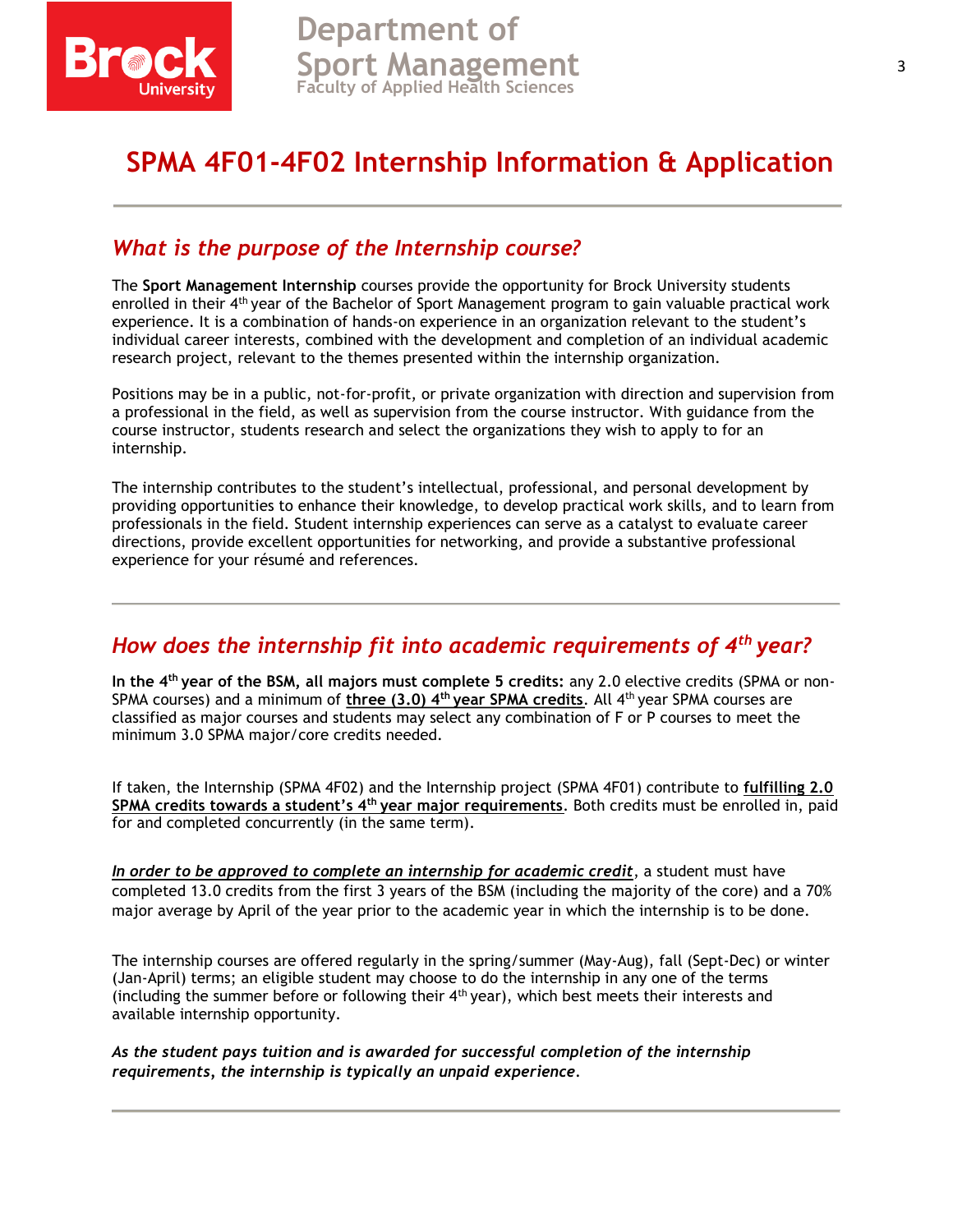# SPMA 4F01-4F02 Internship Information & Application

## *What is the purpose of the Internship course?*

The **Sport Management Internship** courses provide the opportunity for Brock University students enrolled in their 4th year of the Bachelor of Sport Management program to gain valuable practical work experience. It is a combination of hands-on experience in an organization relevant to the student's individual career interests, combined with the development and completion of an individual academic research project, relevant to the themes presented within the internship organization.

Positions may be in a public, not-for-profit, or private organization with direction and supervision from a professional in the field, as well as supervision from the course instructor. With guidance from the course instructor, students research and select the organizations they wish to apply to for an internship.

The internship contributes to the student's intellectual, professional, and personal development by providing opportunities to enhance their knowledge, to develop practical work skills, and to learn from professionals in the field. Student internship experiences can serve as a catalyst to evaluate career directions, provide excellent opportunities for networking, and provide a substantive professional experience for your résumé and references.

## *How does the internship fit into academic requirements of 4th year?*

**In the 4th year of the BSM, all majors must complete 5 credits:** any 2.0 elective credits (SPMA or non-SPMA courses) and a minimum of **three (3.0) 4th year SPMA credits**. All 4th year SPMA courses are classified as major courses and students may select any combination of F or P courses to meet the minimum 3.0 SPMA major/core credits needed.

If taken, the Internship (SPMA 4F02) and the Internship project (SPMA 4F01) contribute to **fulfilling 2.0 SPMA credits towards a student's 4th year major requirements**. Both credits must be enrolled in, paid for and completed concurrently (in the same term).

*In order to be approved to complete an internship for academic credit*, a student must have completed 13.0 credits from the first 3 years of the BSM (including the majority of the core) and a 70% major average by April of the year prior to the academic year in which the internship is to be done.

The internship courses are offered regularly in the spring/summer (May-Aug), fall (Sept-Dec) or winter (Jan-April) terms; an eligible student may choose to do the internship in any one of the terms (including the summer before or following their 4th year), which best meets their interests and available internship opportunity.

***As the student pays tuition and is awarded for successful completion of the internship requirements, the internship is typically an unpaid experience.***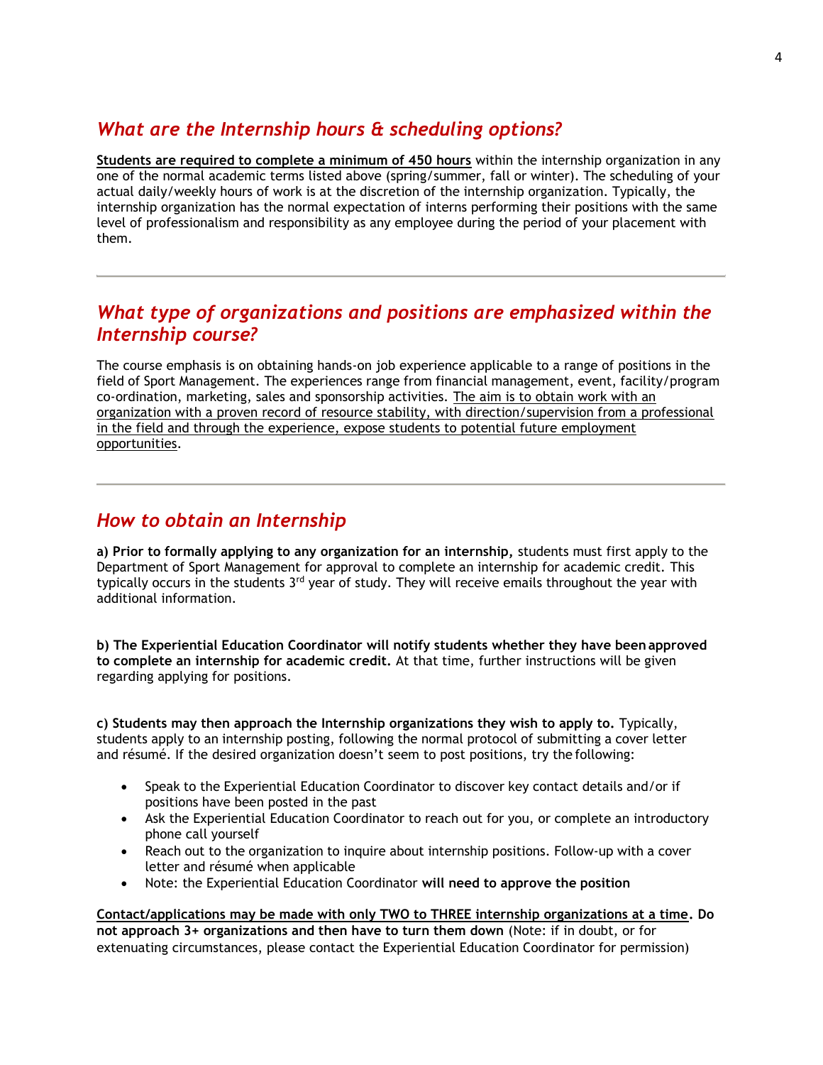## *What are the Internship hours & scheduling options?*

<u>**Students are required to complete a minimum of 450 hours**</u> within the internship organization in any one of the normal academic terms listed above (spring/summer, fall or winter). The scheduling of your actual daily/weekly hours of work is at the discretion of the internship organization. Typically, the internship organization has the normal expectation of interns performing their positions with the same level of professionalism and responsibility as any employee during the period of your placement with them.

---

## *What type of organizations and positions are emphasized within the Internship course?*

The course emphasis is on obtaining hands-on job experience applicable to a range of positions in the field of Sport Management. The experiences range from financial management, event, facility/program co-ordination, marketing, sales and sponsorship activities. <u>The aim is to obtain work with an organization with a proven record of resource stability, with direction/supervision from a professional in the field and through the experience, expose students to potential future employment opportunities</u>.

---

## *How to obtain an Internship*

**a) Prior to formally applying to any organization for an internship,** students must first apply to the Department of Sport Management for approval to complete an internship for academic credit. This typically occurs in the students 3rd year of study. They will receive emails throughout the year with additional information.

**b) The Experiential Education Coordinator will notify students whether they have been approved to complete an internship for academic credit.** At that time, further instructions will be given regarding applying for positions.

**c) Students may then approach the Internship organizations they wish to apply to.** Typically, students apply to an internship posting, following the normal protocol of submitting a cover letter and résumé. If the desired organization doesn't seem to post positions, try the following:

- Speak to the Experiential Education Coordinator to discover key contact details and/or if positions have been posted in the past
- Ask the Experiential Education Coordinator to reach out for you, or complete an introductory phone call yourself
- Reach out to the organization to inquire about internship positions. Follow-up with a cover letter and résumé when applicable
- Note: the Experiential Education Coordinator **will need to approve the position**

<u>**Contact/applications may be made with only TWO to THREE internship organizations at a time**</u>**. Do not approach 3+ organizations and then have to turn them down** (Note: if in doubt, or for extenuating circumstances, please contact the Experiential Education Coordinator for permission)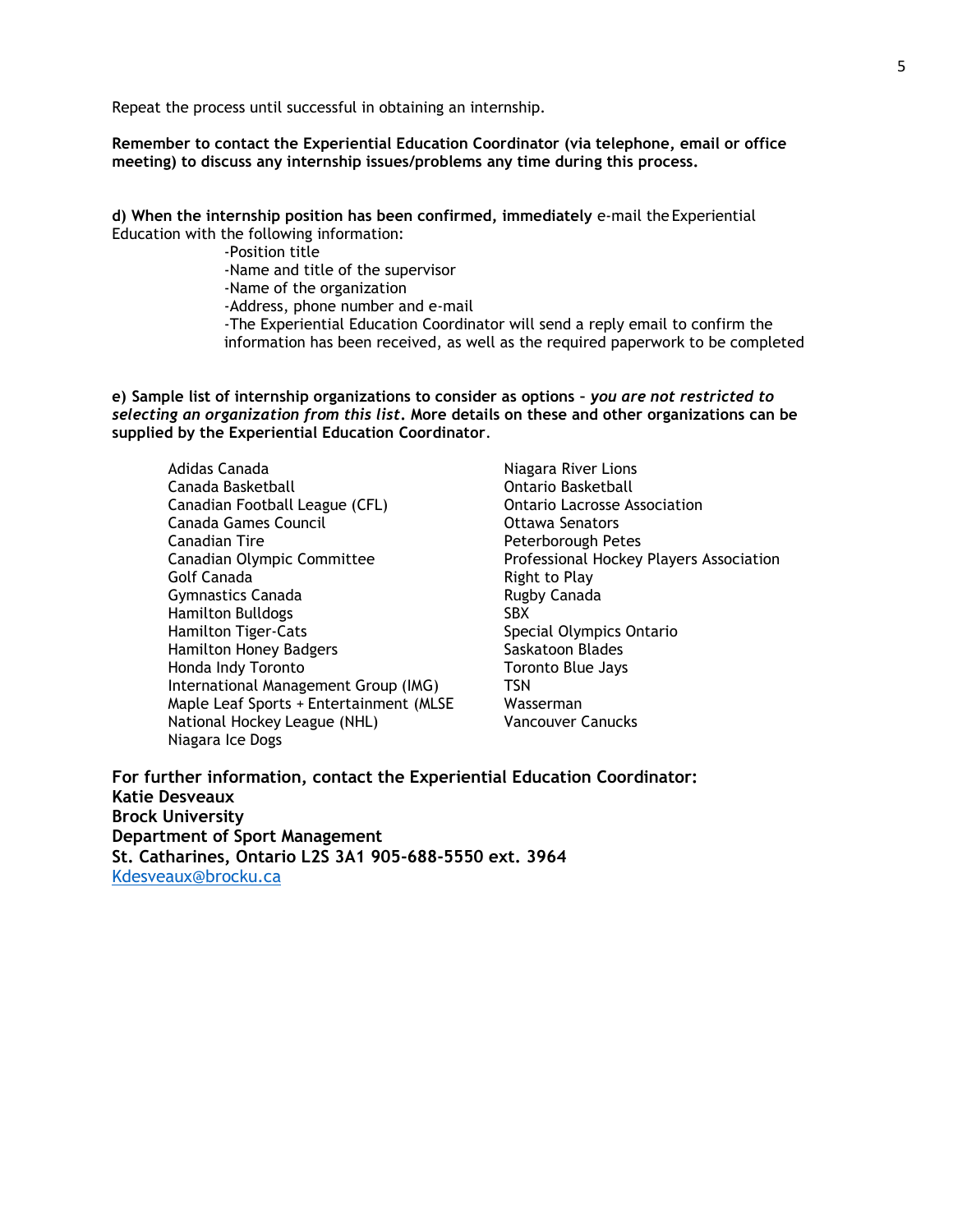Repeat the process until successful in obtaining an internship.

**Remember to contact the Experiential Education Coordinator (via telephone, email or office meeting) to discuss any internship issues/problems any time during this process.**

**d) When the internship position has been confirmed, immediately** e-mail the Experiential Education with the following information:

- Position title
- Name and title of the supervisor
- Name of the organization
- Address, phone number and e-mail
- The Experiential Education Coordinator will send a reply email to confirm the information has been received, as well as the required paperwork to be completed

**e) Sample list of internship organizations to consider as options –** ***you are not restricted to selecting an organization from this list*****. More details on these and other organizations can be supplied by the Experiential Education Coordinator**.

Adidas Canada
Canada Basketball
Canadian Football League (CFL)
Canada Games Council
Canadian Tire
Canadian Olympic Committee
Golf Canada
Gymnastics Canada
Hamilton Bulldogs
Hamilton Tiger-Cats
Hamilton Honey Badgers
Honda Indy Toronto
International Management Group (IMG)
Maple Leaf Sports + Entertainment (MLSE
National Hockey League (NHL)
Niagara Ice Dogs
Niagara River Lions
Ontario Basketball
Ontario Lacrosse Association
Ottawa Senators
Peterborough Petes
Professional Hockey Players Association
Right to Play
Rugby Canada
SBX
Special Olympics Ontario
Saskatoon Blades
Toronto Blue Jays
TSN
Wasserman
Vancouver Canucks

**For further information, contact the Experiential Education Coordinator:**
**Katie Desveaux**
**Brock University**
**Department of Sport Management**
**St. Catharines, Ontario L2S 3A1 905-688-5550 ext. 3964**
[Kdesveaux@brocku.ca](mailto:Kdesveaux@brocku.ca)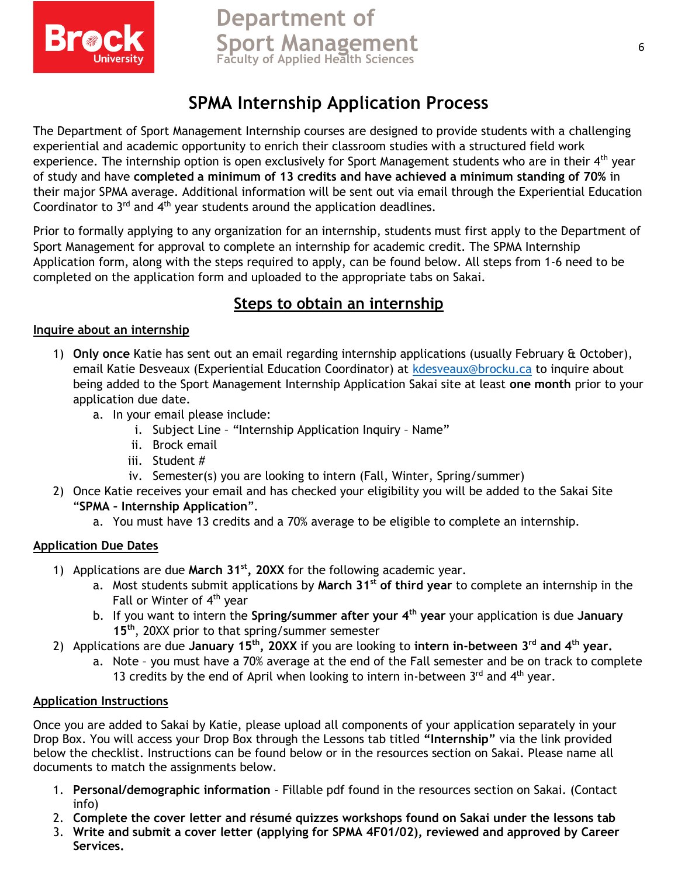# SPMA Internship Application Process

The Department of Sport Management Internship courses are designed to provide students with a challenging experiential and academic opportunity to enrich their classroom studies with a structured field work experience. The internship option is open exclusively for Sport Management students who are in their 4th year of study and have **completed a minimum of 13 credits and have achieved a minimum standing of 70%** in their major SPMA average. Additional information will be sent out via email through the Experiential Education Coordinator to 3rd and 4th year students around the application deadlines.

Prior to formally applying to any organization for an internship, students must first apply to the Department of Sport Management for approval to complete an internship for academic credit. The SPMA Internship Application form, along with the steps required to apply, can be found below. All steps from 1-6 need to be completed on the application form and uploaded to the appropriate tabs on Sakai.

## Steps to obtain an internship

### Inquire about an internship

1) **Only once** Katie has sent out an email regarding internship applications (usually February & October), email Katie Desveaux (Experiential Education Coordinator) at kdesveaux@brocku.ca to inquire about being added to the Sport Management Internship Application Sakai site at least **one month** prior to your application due date.
   a. In your email please include:
      i. Subject Line – "Internship Application Inquiry – Name"
      ii. Brock email
      iii. Student #
      iv. Semester(s) you are looking to intern (Fall, Winter, Spring/summer)
2) Once Katie receives your email and has checked your eligibility you will be added to the Sakai Site "**SPMA – Internship Application**".
   a. You must have 13 credits and a 70% average to be eligible to complete an internship.

### Application Due Dates

1) Applications are due **March 31st, 20XX** for the following academic year.
   a. Most students submit applications by **March 31st of third year** to complete an internship in the Fall or Winter of 4th year
   b. If you want to intern the **Spring/summer after your 4th year** your application is due **January 15th**, 20XX prior to that spring/summer semester
2) Applications are due **January 15th, 20XX** if you are looking to **intern in-between 3rd and 4th year.**
   a. Note – you must have a 70% average at the end of the Fall semester and be on track to complete 13 credits by the end of April when looking to intern in-between 3rd and 4th year.

### Application Instructions

Once you are added to Sakai by Katie, please upload all components of your application separately in your Drop Box. You will access your Drop Box through the Lessons tab titled **"Internship"** via the link provided below the checklist. Instructions can be found below or in the resources section on Sakai. Please name all documents to match the assignments below.

1. **Personal/demographic information** - Fillable pdf found in the resources section on Sakai. (Contact info)
2. **Complete the cover letter and résumé quizzes workshops found on Sakai under the lessons tab**
3. **Write and submit a cover letter (applying for SPMA 4F01/02), reviewed and approved by Career Services.**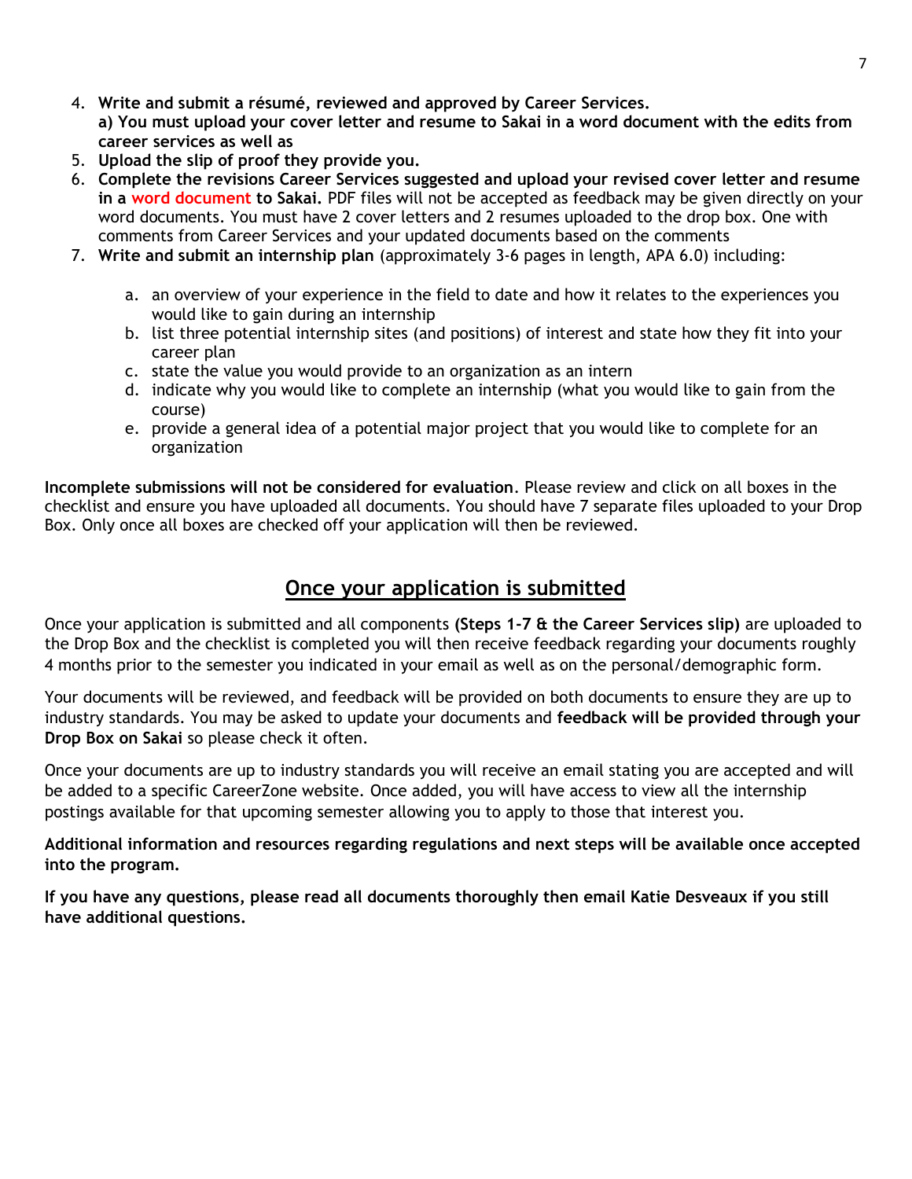4. **Write and submit a résumé, reviewed and approved by Career Services.**
   **a) You must upload your cover letter and resume to Sakai in a word document with the edits from career services as well as**
5. **Upload the slip of proof they provide you.**
6. **Complete the revisions Career Services suggested and upload your revised cover letter and resume in a word document to Sakai.** PDF files will not be accepted as feedback may be given directly on your word documents. You must have 2 cover letters and 2 resumes uploaded to the drop box. One with comments from Career Services and your updated documents based on the comments
7. **Write and submit an internship plan** (approximately 3-6 pages in length, APA 6.0) including:

   a. an overview of your experience in the field to date and how it relates to the experiences you would like to gain during an internship
   b. list three potential internship sites (and positions) of interest and state how they fit into your career plan
   c. state the value you would provide to an organization as an intern
   d. indicate why you would like to complete an internship (what you would like to gain from the course)
   e. provide a general idea of a potential major project that you would like to complete for an organization

**Incomplete submissions will not be considered for evaluation**. Please review and click on all boxes in the checklist and ensure you have uploaded all documents. You should have 7 separate files uploaded to your Drop Box. Only once all boxes are checked off your application will then be reviewed.

## Once your application is submitted

Once your application is submitted and all components **(Steps 1-7 & the Career Services slip)** are uploaded to the Drop Box and the checklist is completed you will then receive feedback regarding your documents roughly 4 months prior to the semester you indicated in your email as well as on the personal/demographic form.

Your documents will be reviewed, and feedback will be provided on both documents to ensure they are up to industry standards. You may be asked to update your documents and **feedback will be provided through your Drop Box on Sakai** so please check it often.

Once your documents are up to industry standards you will receive an email stating you are accepted and will be added to a specific CareerZone website. Once added, you will have access to view all the internship postings available for that upcoming semester allowing you to apply to those that interest you.

**Additional information and resources regarding regulations and next steps will be available once accepted into the program.**

**If you have any questions, please read all documents thoroughly then email Katie Desveaux if you still have additional questions.**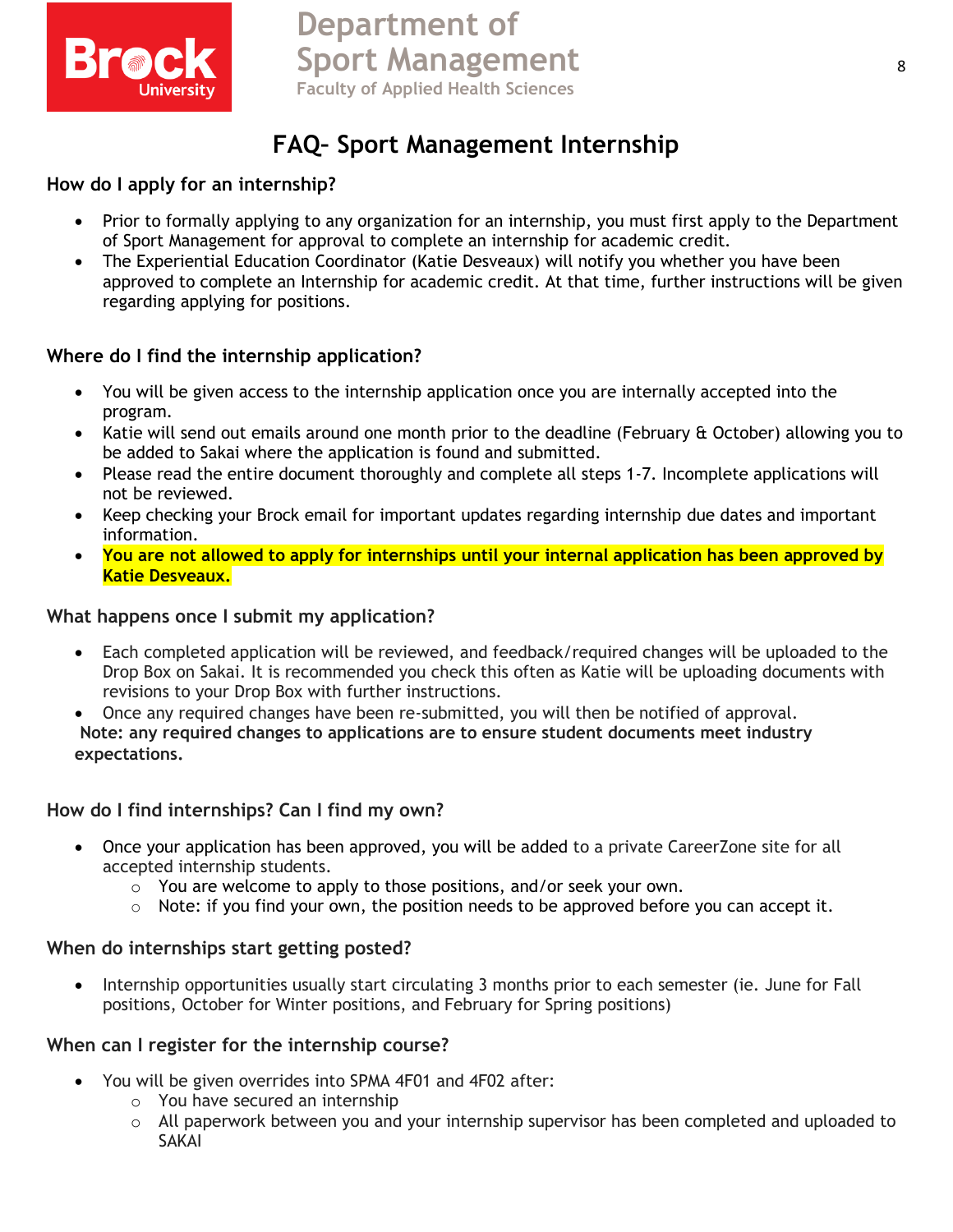# FAQ– Sport Management Internship

## How do I apply for an internship?

- Prior to formally applying to any organization for an internship, you must first apply to the Department of Sport Management for approval to complete an internship for academic credit.
- The Experiential Education Coordinator (Katie Desveaux) will notify you whether you have been approved to complete an Internship for academic credit. At that time, further instructions will be given regarding applying for positions.

## Where do I find the internship application?

- You will be given access to the internship application once you are internally accepted into the program.
- Katie will send out emails around one month prior to the deadline (February & October) allowing you to be added to Sakai where the application is found and submitted.
- Please read the entire document thoroughly and complete all steps 1-7. Incomplete applications will not be reviewed.
- Keep checking your Brock email for important updates regarding internship due dates and important information.
- **You are not allowed to apply for internships until your internal application has been approved by Katie Desveaux.**

## What happens once I submit my application?

- Each completed application will be reviewed, and feedback/required changes will be uploaded to the Drop Box on Sakai. It is recommended you check this often as Katie will be uploading documents with revisions to your Drop Box with further instructions.
- Once any required changes have been re-submitted, you will then be notified of approval.

**Note: any required changes to applications are to ensure student documents meet industry expectations.**

## How do I find internships? Can I find my own?

- Once your application has been approved, you will be added to a private CareerZone site for all accepted internship students.
  - You are welcome to apply to those positions, and/or seek your own.
  - Note: if you find your own, the position needs to be approved before you can accept it.

## When do internships start getting posted?

- Internship opportunities usually start circulating 3 months prior to each semester (ie. June for Fall positions, October for Winter positions, and February for Spring positions)

## When can I register for the internship course?

- You will be given overrides into SPMA 4F01 and 4F02 after:
  - You have secured an internship
  - All paperwork between you and your internship supervisor has been completed and uploaded to SAKAI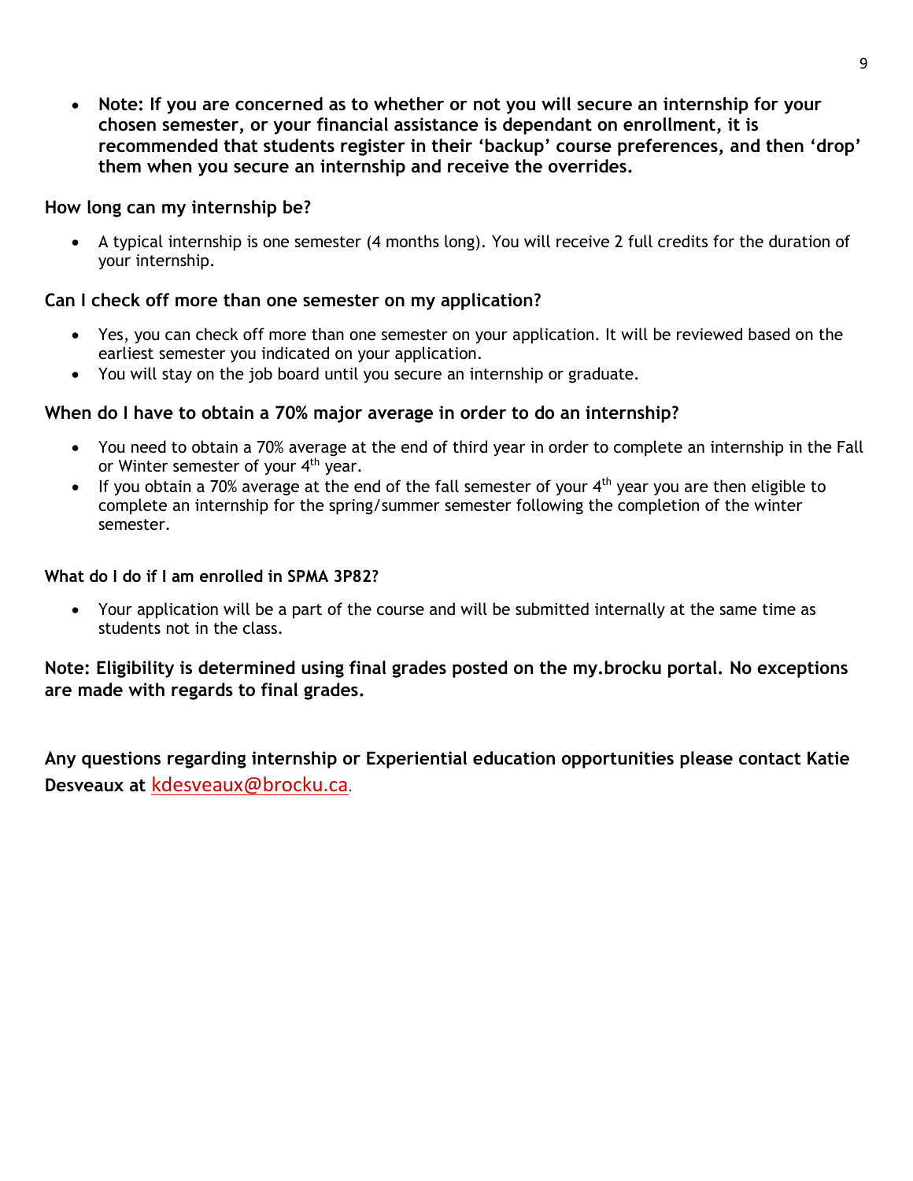- **Note: If you are concerned as to whether or not you will secure an internship for your chosen semester, or your financial assistance is dependant on enrollment, it is recommended that students register in their 'backup' course preferences, and then 'drop' them when you secure an internship and receive the overrides.**

### How long can my internship be?

- A typical internship is one semester (4 months long). You will receive 2 full credits for the duration of your internship.

### Can I check off more than one semester on my application?

- Yes, you can check off more than one semester on your application. It will be reviewed based on the earliest semester you indicated on your application.
- You will stay on the job board until you secure an internship or graduate.

### When do I have to obtain a 70% major average in order to do an internship?

- You need to obtain a 70% average at the end of third year in order to complete an internship in the Fall or Winter semester of your 4th year.
- If you obtain a 70% average at the end of the fall semester of your 4th year you are then eligible to complete an internship for the spring/summer semester following the completion of the winter semester.

#### What do I do if I am enrolled in SPMA 3P82?

- Your application will be a part of the course and will be submitted internally at the same time as students not in the class.

**Note: Eligibility is determined using final grades posted on the my.brocku portal. No exceptions are made with regards to final grades.**

**Any questions regarding internship or Experiential education opportunities please contact Katie Desveaux at** kdesveaux@brocku.ca.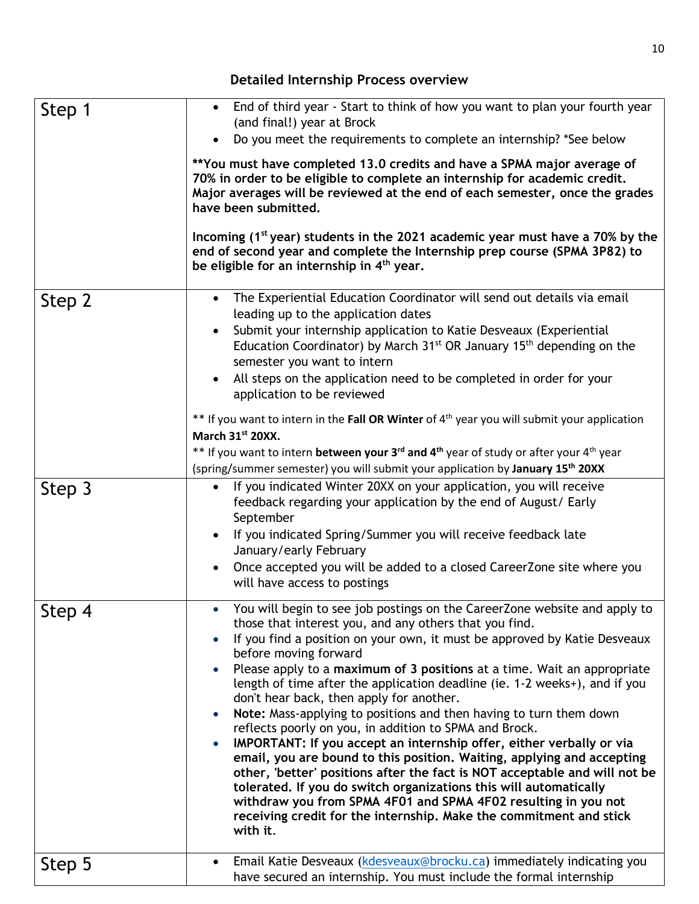## Detailed Internship Process overview

| Step | Details |
|---|---|
| Step 1 | • End of third year - Start to think of how you want to plan your fourth year (and final!) year at Brock<br>• Do you meet the requirements to complete an internship? *See below<br><br>**\*\*You must have completed 13.0 credits and have a SPMA major average of 70% in order to be eligible to complete an internship for academic credit. Major averages will be reviewed at the end of each semester, once the grades have been submitted.**<br><br>**Incoming (1st year) students in the 2021 academic year must have a 70% by the end of second year and complete the Internship prep course (SPMA 3P82) to be eligible for an internship in 4th year.** |
| Step 2 | • The Experiential Education Coordinator will send out details via email leading up to the application dates<br>• Submit your internship application to Katie Desveaux (Experiential Education Coordinator) by March 31st OR January 15th depending on the semester you want to intern<br>• All steps on the application need to be completed in order for your application to be reviewed<br><br>** If you want to intern in the **Fall OR Winter** of 4th year you will submit your application **March 31st 20XX.**<br>** If you want to intern **between your 3rd and 4th** year of study or after your 4th year (spring/summer semester) you will submit your application by **January 15th 20XX** |
| Step 3 | • If you indicated Winter 20XX on your application, you will receive feedback regarding your application by the end of August/ Early September<br>• If you indicated Spring/Summer you will receive feedback late January/early February<br>• Once accepted you will be added to a closed CareerZone site where you will have access to postings |
| Step 4 | • You will begin to see job postings on the CareerZone website and apply to those that interest you, and any others that you find.<br>• If you find a position on your own, it must be approved by Katie Desveaux before moving forward<br>• Please apply to a **maximum of 3 positions** at a time. Wait an appropriate length of time after the application deadline (ie. 1-2 weeks+), and if you don't hear back, then apply for another.<br>• **Note:** Mass-applying to positions and then having to turn them down reflects poorly on you, in addition to SPMA and Brock.<br>• **IMPORTANT: If you accept an internship offer, either verbally or via email, you are bound to this position. Waiting, applying and accepting other, 'better' positions after the fact is NOT acceptable and will not be tolerated. If you do switch organizations this will automatically withdraw you from SPMA 4F01 and SPMA 4F02 resulting in you not receiving credit for the internship. Make the commitment and stick with it.** |
| Step 5 | • Email Katie Desveaux (kdesveaux@brocku.ca) immediately indicating you have secured an internship. You must include the formal internship |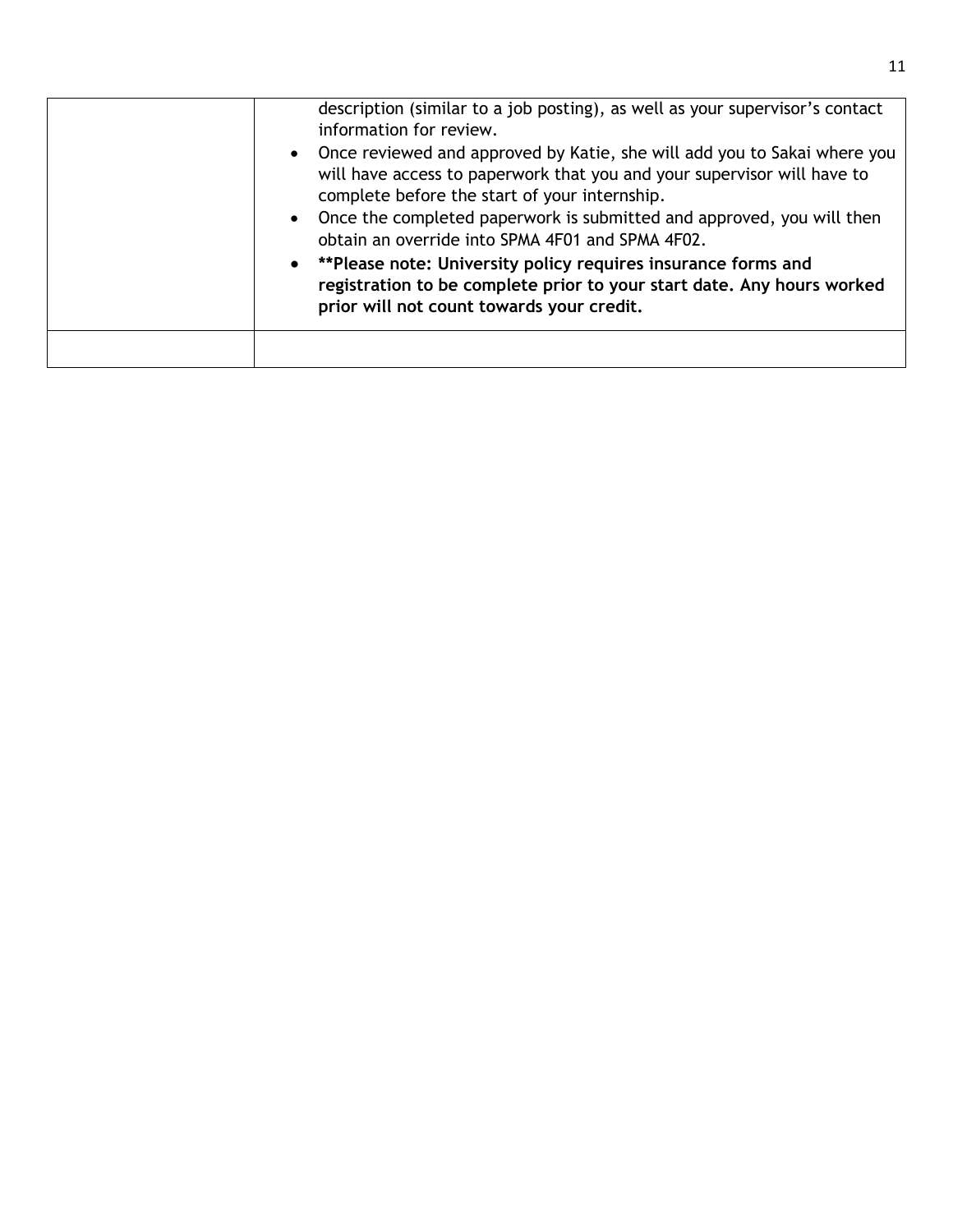| | |
|---|---|
| | description (similar to a job posting), as well as your supervisor's contact information for review.<br>• Once reviewed and approved by Katie, she will add you to Sakai where you will have access to paperwork that you and your supervisor will have to complete before the start of your internship.<br>• Once the completed paperwork is submitted and approved, you will then obtain an override into SPMA 4F01 and SPMA 4F02.<br>• **\*\*Please note: University policy requires insurance forms and registration to be complete prior to your start date. Any hours worked prior will not count towards your credit.** |
| | |